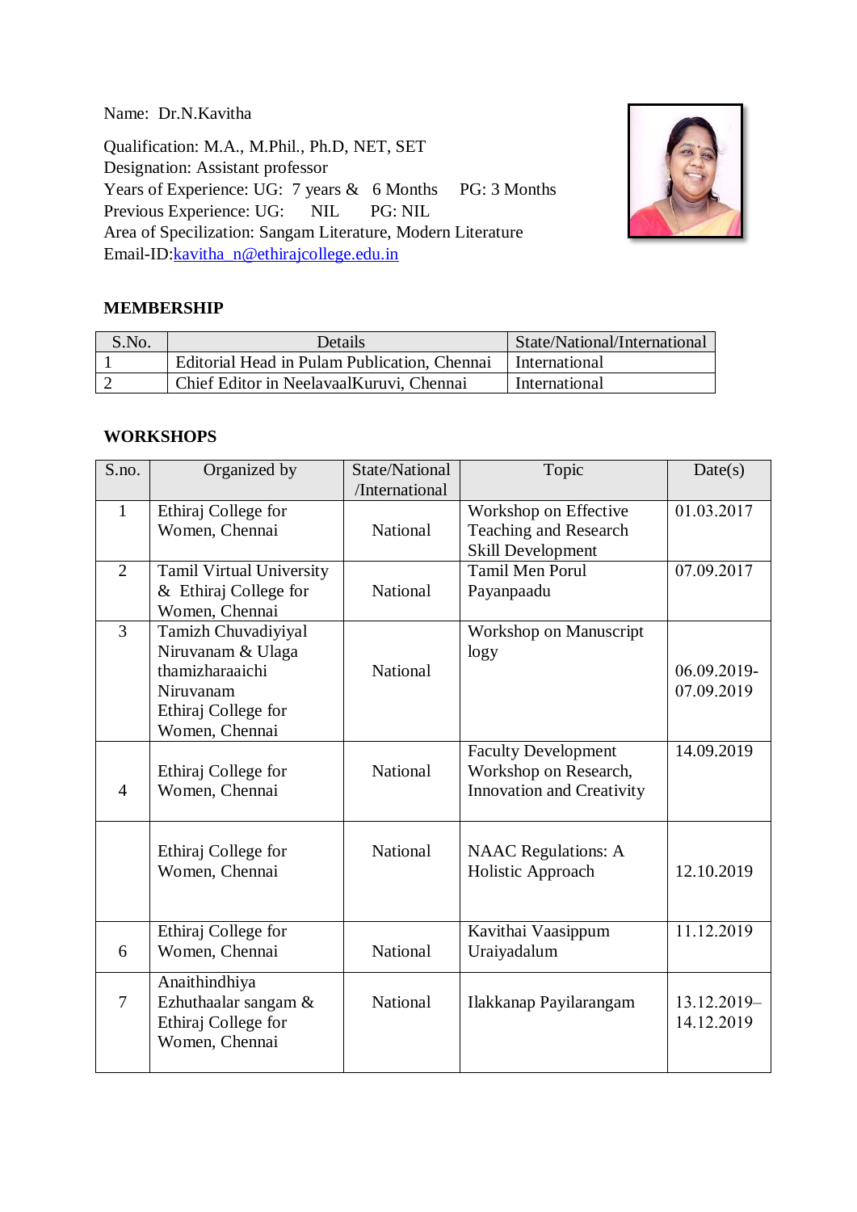Name: Dr.N.Kavitha

Qualification: M.A., M.Phil., Ph.D, NET, SET
Designation: Assistant professor
Years of Experience: UG: 7 years & 6 Months PG: 3 Months
Previous Experience: UG: NIL PG: NIL
Area of Specilization: Sangam Literature, Modern Literature
Email-ID:kavitha_n@ethirajcollege.edu.in

## MEMBERSHIP

| S.No. | Details | State/National/International |
|---|---|---|
| 1 | Editorial Head in Pulam Publication, Chennai | International |
| 2 | Chief Editor in NeelavaalKuruvi, Chennai | International |

## WORKSHOPS

| S.no. | Organized by | State/National /International | Topic | Date(s) |
|---|---|---|---|---|
| 1 | Ethiraj College for Women, Chennai | National | Workshop on Effective Teaching and Research Skill Development | 01.03.2017 |
| 2 | Tamil Virtual University & Ethiraj College for Women, Chennai | National | Tamil Men Porul Payanpaadu | 07.09.2017 |
| 3 | Tamizh Chuvadiyiyal Niruvanam & Ulaga thamizharaaichi Niruvanam Ethiraj College for Women, Chennai | National | Workshop on Manuscript logy | 06.09.2019-07.09.2019 |
| 4 | Ethiraj College for Women, Chennai | National | Faculty Development Workshop on Research, Innovation and Creativity | 14.09.2019 |
| | Ethiraj College for Women, Chennai | National | NAAC Regulations: A Holistic Approach | 12.10.2019 |
| 6 | Ethiraj College for Women, Chennai | National | Kavithai Vaasippum Uraiyadalum | 11.12.2019 |
| 7 | Anaithindhiya Ezhuthaalar sangam & Ethiraj College for Women, Chennai | National | Ilakkanap Payilarangam | 13.12.2019–14.12.2019 |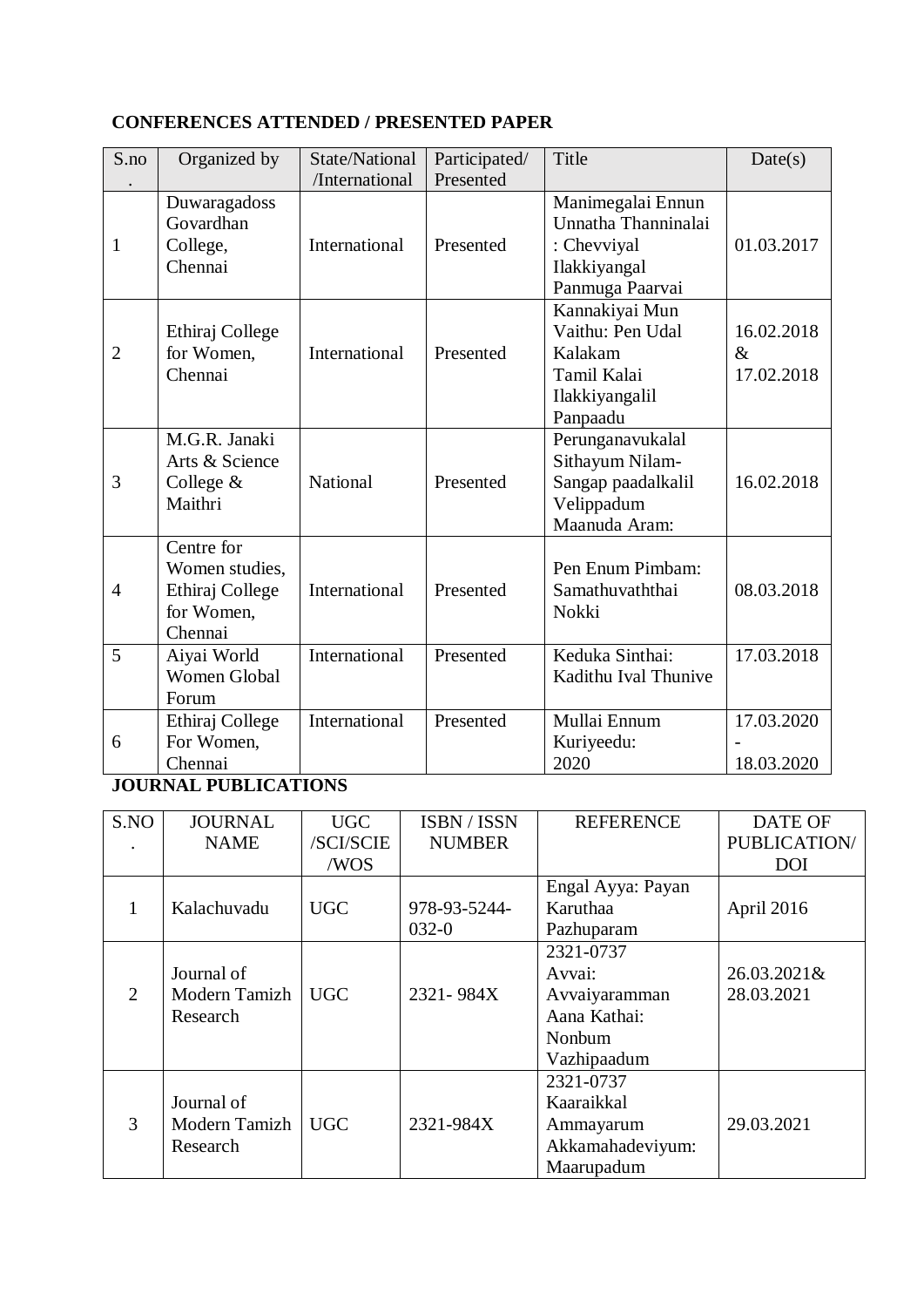**CONFERENCES ATTENDED / PRESENTED PAPER**

| S.no. | Organized by | State/National /International | Participated/ Presented | Title | Date(s) |
|---|---|---|---|---|---|
| 1 | Duwaragadoss Govardhan College, Chennai | International | Presented | Manimegalai Ennun Unnatha Thanninalai : Chevviyal Ilakkiyangal Panmuga Paarvai | 01.03.2017 |
| 2 | Ethiraj College for Women, Chennai | International | Presented | Kannakiyai Mun Vaithu: Pen Udal Kalakam Tamil Kalai Ilakkiyangalil Panpaadu | 16.02.2018 & 17.02.2018 |
| 3 | M.G.R. Janaki Arts & Science College & Maithri | National | Presented | Perunganavukalal Sithayum Nilam-Sangap paadalkalil Velippadum Maanuda Aram: | 16.02.2018 |
| 4 | Centre for Women studies, Ethiraj College for Women, Chennai | International | Presented | Pen Enum Pimbam: Samathuvaththai Nokki | 08.03.2018 |
| 5 | Aiyai World Women Global Forum | International | Presented | Keduka Sinthai: Kadithu Ival Thunive | 17.03.2018 |
| 6 | Ethiraj College For Women, Chennai | International | Presented | Mullai Ennum Kuriyeedu: 2020 | 17.03.2020 - 18.03.2020 |

**JOURNAL PUBLICATIONS**

| S.NO. | JOURNAL NAME | UGC /SCI/SCIE /WOS | ISBN / ISSN NUMBER | REFERENCE | DATE OF PUBLICATION/ DOI |
|---|---|---|---|---|---|
| 1 | Kalachuvadu | UGC | 978-93-5244-032-0 | Engal Ayya: Payan Karuthaa Pazhuparam | April 2016 |
| 2 | Journal of Modern Tamizh Research | UGC | 2321- 984X | 2321-0737 Avvai: Avvaiyaramman Aana Kathai: Nonbum Vazhipaadum | 26.03.2021& 28.03.2021 |
| 3 | Journal of Modern Tamizh Research | UGC | 2321-984X | 2321-0737 Kaaraikkal Ammayarum Akkamahadeviyum: Maarupadum | 29.03.2021 |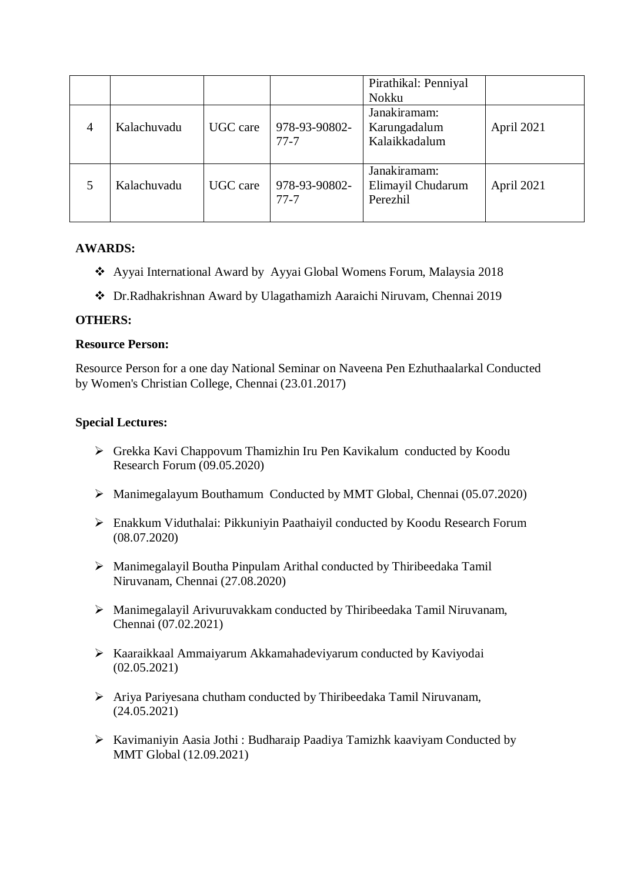|  |  |  |  | Pirathikal: Penniyal Nokku |  |
|---|---|---|---|---|---|
| 4 | Kalachuvadu | UGC care | 978-93-90802-77-7 | Janakiramam: Karungadalum Kalaikkadalum | April 2021 |
| 5 | Kalachuvadu | UGC care | 978-93-90802-77-7 | Janakiramam: Elimayil Chudarum Perezhil | April 2021 |

**AWARDS:**

- Ayyai International Award by Ayyai Global Womens Forum, Malaysia 2018
- Dr.Radhakrishnan Award by Ulagathamizh Aaraichi Niruvam, Chennai 2019

**OTHERS:**

**Resource Person:**

Resource Person for a one day National Seminar on Naveena Pen Ezhuthaalarkal Conducted by Women's Christian College, Chennai (23.01.2017)

**Special Lectures:**

- Grekka Kavi Chappovum Thamizhin Iru Pen Kavikalum conducted by Koodu Research Forum (09.05.2020)
- Manimegalayum Bouthamum Conducted by MMT Global, Chennai (05.07.2020)
- Enakkum Viduthalai: Pikkuniyin Paathaiyil conducted by Koodu Research Forum (08.07.2020)
- Manimegalayil Boutha Pinpulam Arithal conducted by Thiribeedaka Tamil Niruvanam, Chennai (27.08.2020)
- Manimegalayil Arivuruvakkam conducted by Thiribeedaka Tamil Niruvanam, Chennai (07.02.2021)
- Kaaraikkaal Ammaiyarum Akkamahadeviyarum conducted by Kaviyodai (02.05.2021)
- Ariya Pariyesana chutham conducted by Thiribeedaka Tamil Niruvanam, (24.05.2021)
- Kavimaniyin Aasia Jothi : Budharaip Paadiya Tamizhk kaaviyam Conducted by MMT Global (12.09.2021)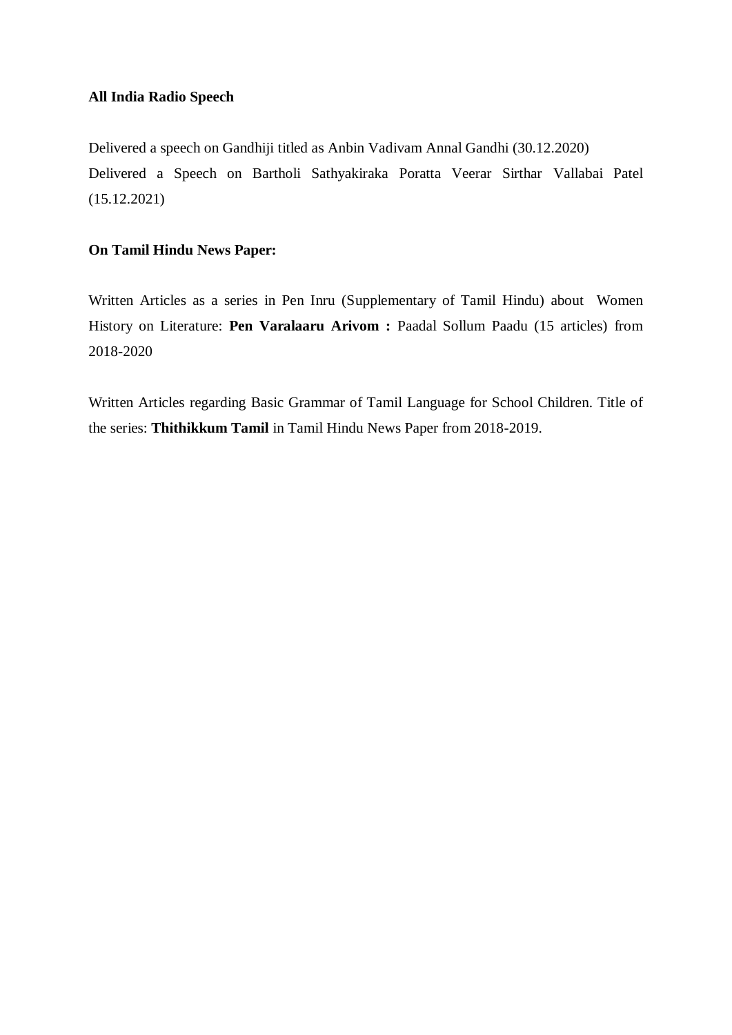**All India Radio Speech**

Delivered a speech on Gandhiji titled as Anbin Vadivam Annal Gandhi (30.12.2020)
Delivered a Speech on Bartholi Sathyakiraka Poratta Veerar Sirthar Vallabai Patel (15.12.2021)

**On Tamil Hindu News Paper:**

Written Articles as a series in Pen Inru (Supplementary of Tamil Hindu) about Women History on Literature: **Pen Varalaaru Arivom :** Paadal Sollum Paadu (15 articles) from 2018-2020

Written Articles regarding Basic Grammar of Tamil Language for School Children. Title of the series: **Thithikkum Tamil** in Tamil Hindu News Paper from 2018-2019.